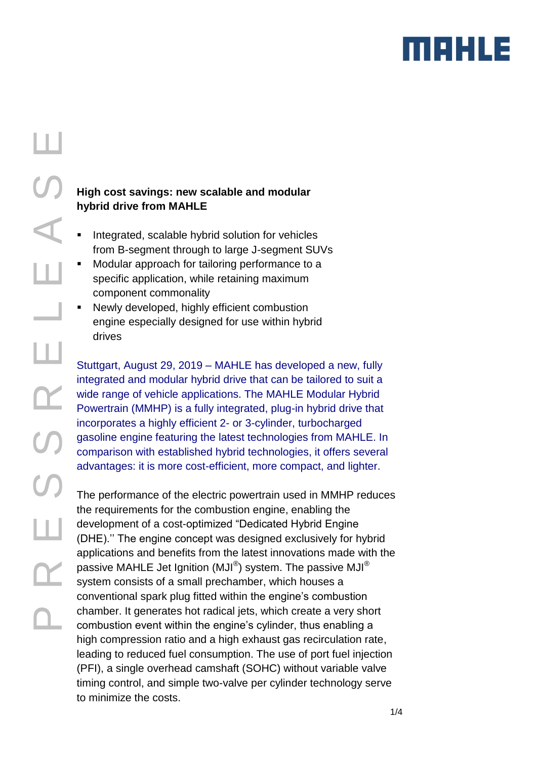# High cost savings: new scalable and modular hybrid drive from MAHLE

- Integrated, scalable hybrid solution for vehicles from B-segment through to large J-segment SUVs
- Modular approach for tailoring performance to a specific application, while retaining maximum component commonality
- Newly developed, highly efficient combustion engine especially designed for use within hybrid drives

Stuttgart, August 29, 2019 – MAHLE has developed a new, fully integrated and modular hybrid drive that can be tailored to suit a wide range of vehicle applications. The MAHLE Modular Hybrid Powertrain (MMHP) is a fully integrated, plug-in hybrid drive that incorporates a highly efficient 2- or 3-cylinder, turbocharged gasoline engine featuring the latest technologies from MAHLE. In comparison with established hybrid technologies, it offers several advantages: it is more cost-efficient, more compact, and lighter.

The performance of the electric powertrain used in MMHP reduces the requirements for the combustion engine, enabling the development of a cost-optimized "Dedicated Hybrid Engine (DHE).'' The engine concept was designed exclusively for hybrid applications and benefits from the latest innovations made with the passive MAHLE Jet Ignition (MJI®) system. The passive MJI® system consists of a small prechamber, which houses a conventional spark plug fitted within the engine's combustion chamber. It generates hot radical jets, which create a very short combustion event within the engine's cylinder, thus enabling a high compression ratio and a high exhaust gas recirculation rate, leading to reduced fuel consumption. The use of port fuel injection (PFI), a single overhead camshaft (SOHC) without variable valve timing control, and simple two-valve per cylinder technology serve to minimize the costs.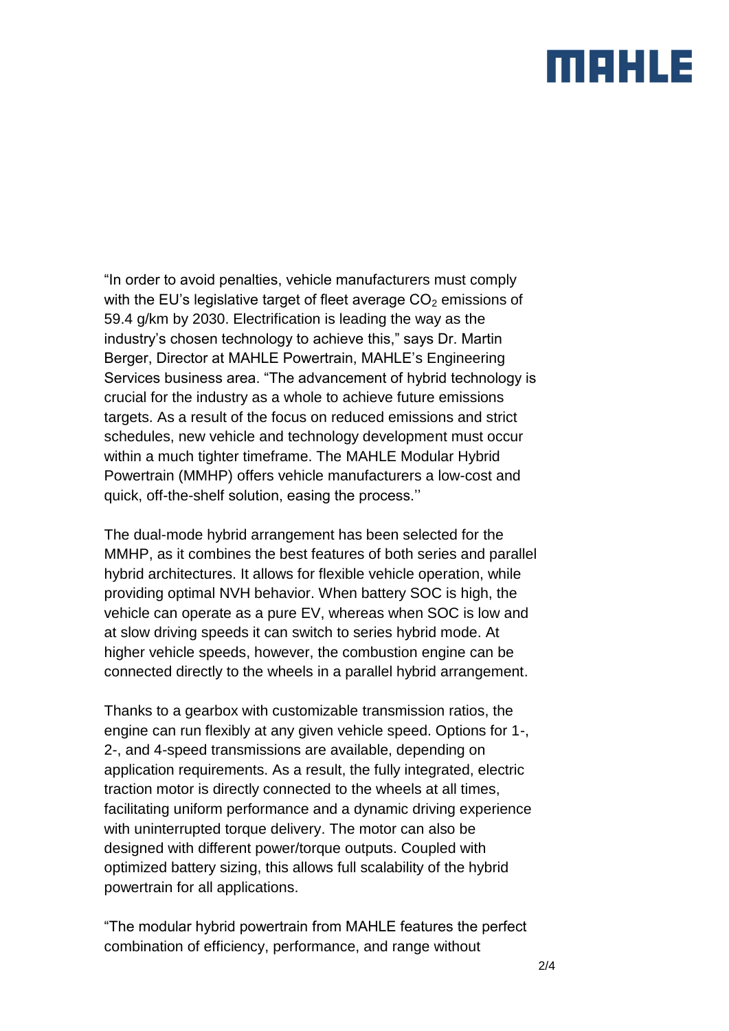“In order to avoid penalties, vehicle manufacturers must comply with the EU’s legislative target of fleet average $CO_2$ emissions of 59.4 g/km by 2030. Electrification is leading the way as the industry’s chosen technology to achieve this,” says Dr. Martin Berger, Director at MAHLE Powertrain, MAHLE’s Engineering Services business area. “The advancement of hybrid technology is crucial for the industry as a whole to achieve future emissions targets. As a result of the focus on reduced emissions and strict schedules, new vehicle and technology development must occur within a much tighter timeframe. The MAHLE Modular Hybrid Powertrain (MMHP) offers vehicle manufacturers a low-cost and quick, off-the-shelf solution, easing the process.’’

The dual-mode hybrid arrangement has been selected for the MMHP, as it combines the best features of both series and parallel hybrid architectures. It allows for flexible vehicle operation, while providing optimal NVH behavior. When battery SOC is high, the vehicle can operate as a pure EV, whereas when SOC is low and at slow driving speeds it can switch to series hybrid mode. At higher vehicle speeds, however, the combustion engine can be connected directly to the wheels in a parallel hybrid arrangement.

Thanks to a gearbox with customizable transmission ratios, the engine can run flexibly at any given vehicle speed. Options for 1-, 2-, and 4-speed transmissions are available, depending on application requirements. As a result, the fully integrated, electric traction motor is directly connected to the wheels at all times, facilitating uniform performance and a dynamic driving experience with uninterrupted torque delivery. The motor can also be designed with different power/torque outputs. Coupled with optimized battery sizing, this allows full scalability of the hybrid powertrain for all applications.

“The modular hybrid powertrain from MAHLE features the perfect combination of efficiency, performance, and range without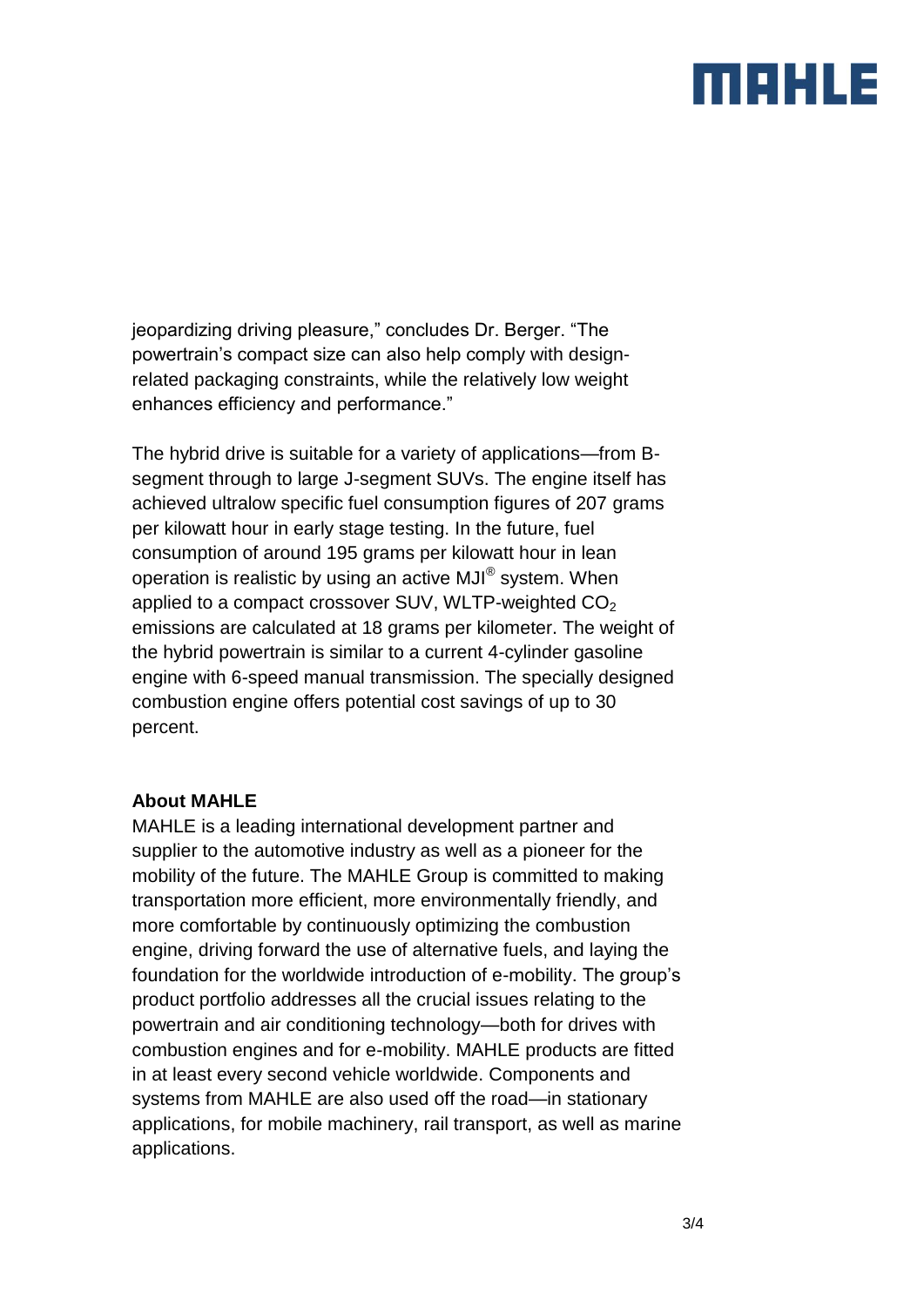jeopardizing driving pleasure," concludes Dr. Berger. "The powertrain's compact size can also help comply with design-related packaging constraints, while the relatively low weight enhances efficiency and performance."

The hybrid drive is suitable for a variety of applications—from B-segment through to large J-segment SUVs. The engine itself has achieved ultralow specific fuel consumption figures of 207 grams per kilowatt hour in early stage testing. In the future, fuel consumption of around 195 grams per kilowatt hour in lean operation is realistic by using an active MJI® system. When applied to a compact crossover SUV, WLTP-weighted $CO_2$ emissions are calculated at 18 grams per kilometer. The weight of the hybrid powertrain is similar to a current 4-cylinder gasoline engine with 6-speed manual transmission. The specially designed combustion engine offers potential cost savings of up to 30 percent.

**About MAHLE**

MAHLE is a leading international development partner and supplier to the automotive industry as well as a pioneer for the mobility of the future. The MAHLE Group is committed to making transportation more efficient, more environmentally friendly, and more comfortable by continuously optimizing the combustion engine, driving forward the use of alternative fuels, and laying the foundation for the worldwide introduction of e-mobility. The group's product portfolio addresses all the crucial issues relating to the powertrain and air conditioning technology—both for drives with combustion engines and for e-mobility. MAHLE products are fitted in at least every second vehicle worldwide. Components and systems from MAHLE are also used off the road—in stationary applications, for mobile machinery, rail transport, as well as marine applications.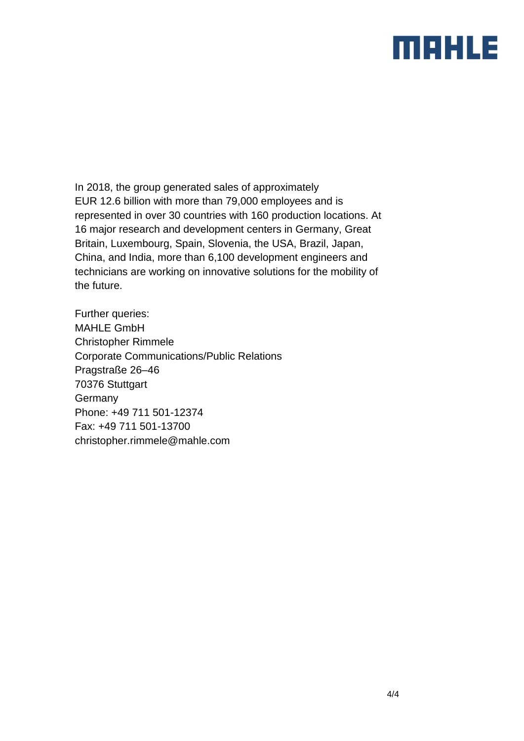In 2018, the group generated sales of approximately EUR 12.6 billion with more than 79,000 employees and is represented in over 30 countries with 160 production locations. At 16 major research and development centers in Germany, Great Britain, Luxembourg, Spain, Slovenia, the USA, Brazil, Japan, China, and India, more than 6,100 development engineers and technicians are working on innovative solutions for the mobility of the future.

Further queries:
MAHLE GmbH
Christopher Rimmele
Corporate Communications/Public Relations
Pragstraße 26–46
70376 Stuttgart
Germany
Phone: +49 711 501-12374
Fax: +49 711 501-13700
christopher.rimmele@mahle.com